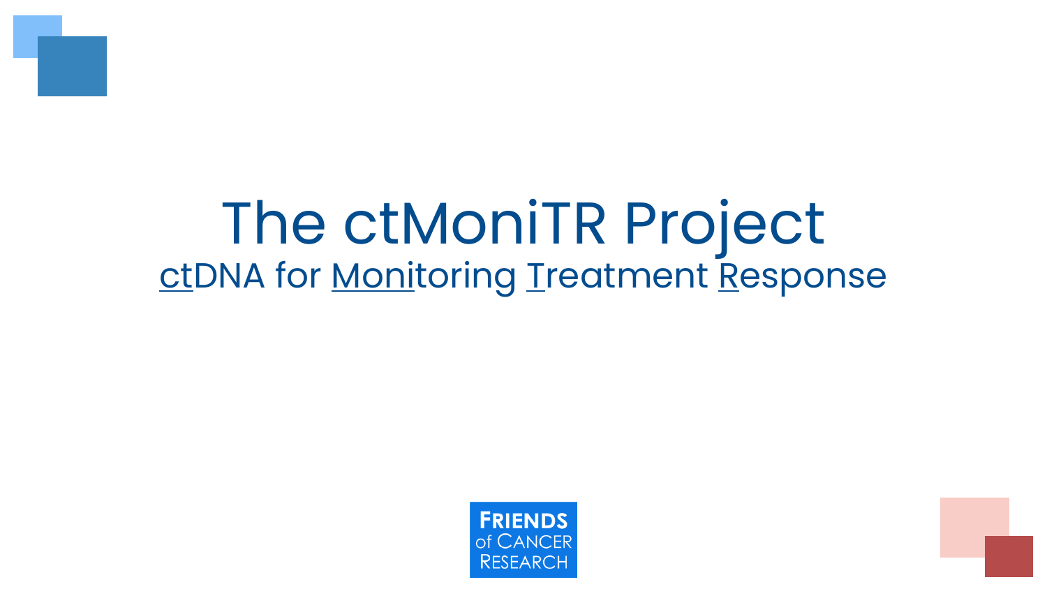# The ctMoniTR Project

ctDNA for Monitoring Treatment Response

FRIENDS of CANCER RESEARCH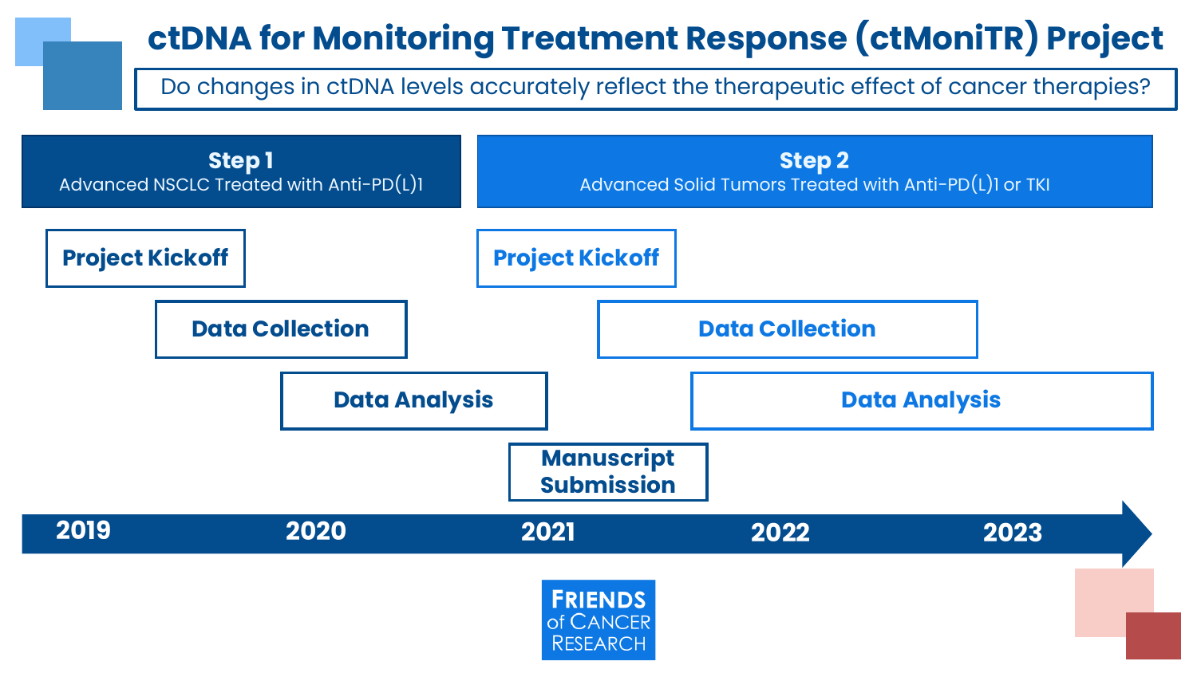# ctDNA for Monitoring Treatment Response (ctMoniTR) Project

Do changes in ctDNA levels accurately reflect the therapeutic effect of cancer therapies?

## Step 1
Advanced NSCLC Treated with Anti-PD(L)1

- Project Kickoff
- Data Collection
- Data Analysis
- Manuscript Submission

## Step 2
Advanced Solid Tumors Treated with Anti-PD(L)1 or TKI

- Project Kickoff
- Data Collection
- Data Analysis

2019 | 2020 | 2021 | 2022 | 2023

FRIENDS of CANCER RESEARCH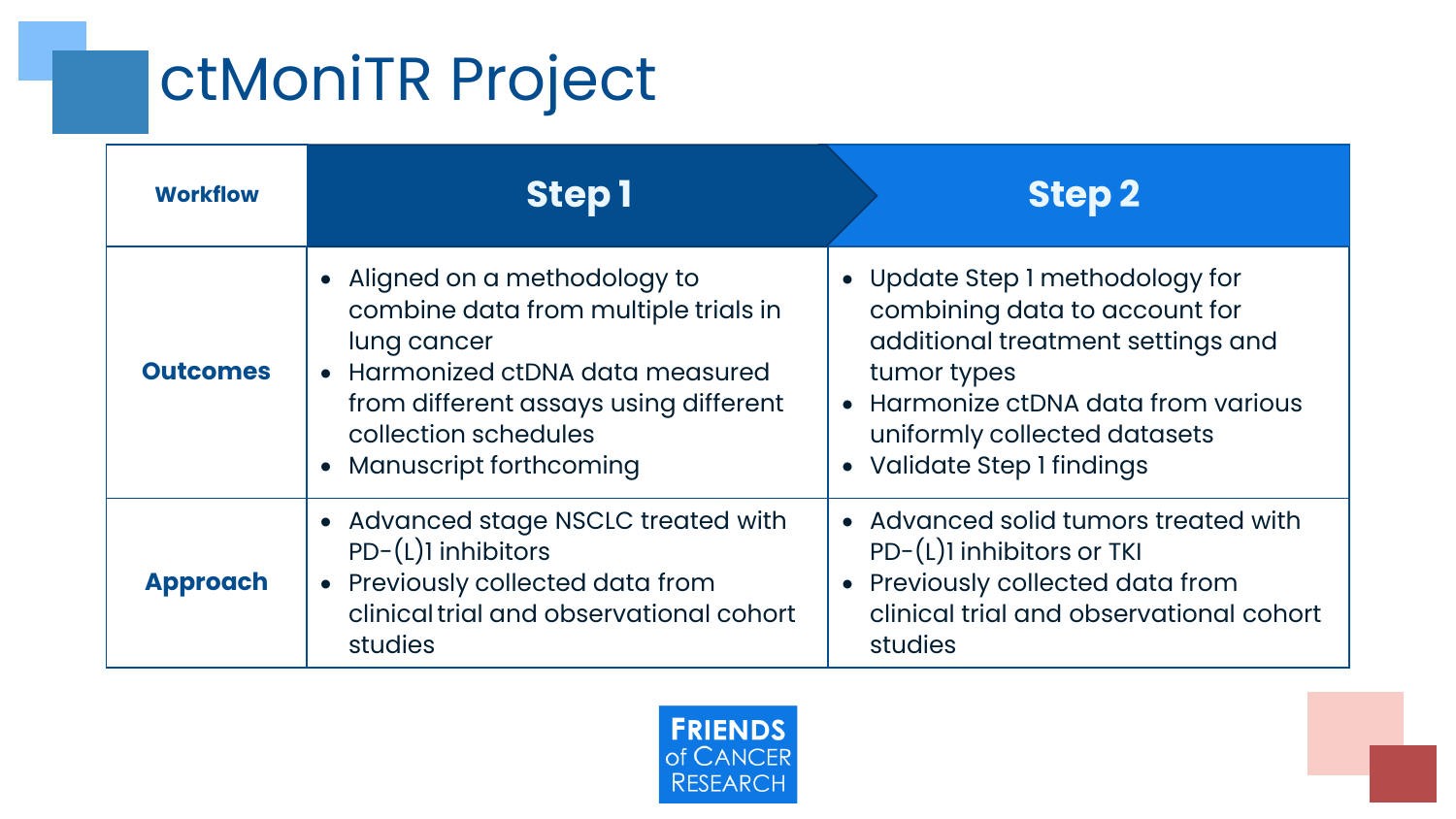# ctMoniTR Project

| Workflow | Step 1 | Step 2 |
|---|---|---|
| **Outcomes** | • Aligned on a methodology to combine data from multiple trials in lung cancer<br>• Harmonized ctDNA data measured from different assays using different collection schedules<br>• Manuscript forthcoming | • Update Step 1 methodology for combining data to account for additional treatment settings and tumor types<br>• Harmonize ctDNA data from various uniformly collected datasets<br>• Validate Step 1 findings |
| **Approach** | • Advanced stage NSCLC treated with PD-(L)1 inhibitors<br>• Previously collected data from clinical trial and observational cohort studies | • Advanced solid tumors treated with PD-(L)1 inhibitors or TKI<br>• Previously collected data from clinical trial and observational cohort studies |

FRIENDS of CANCER RESEARCH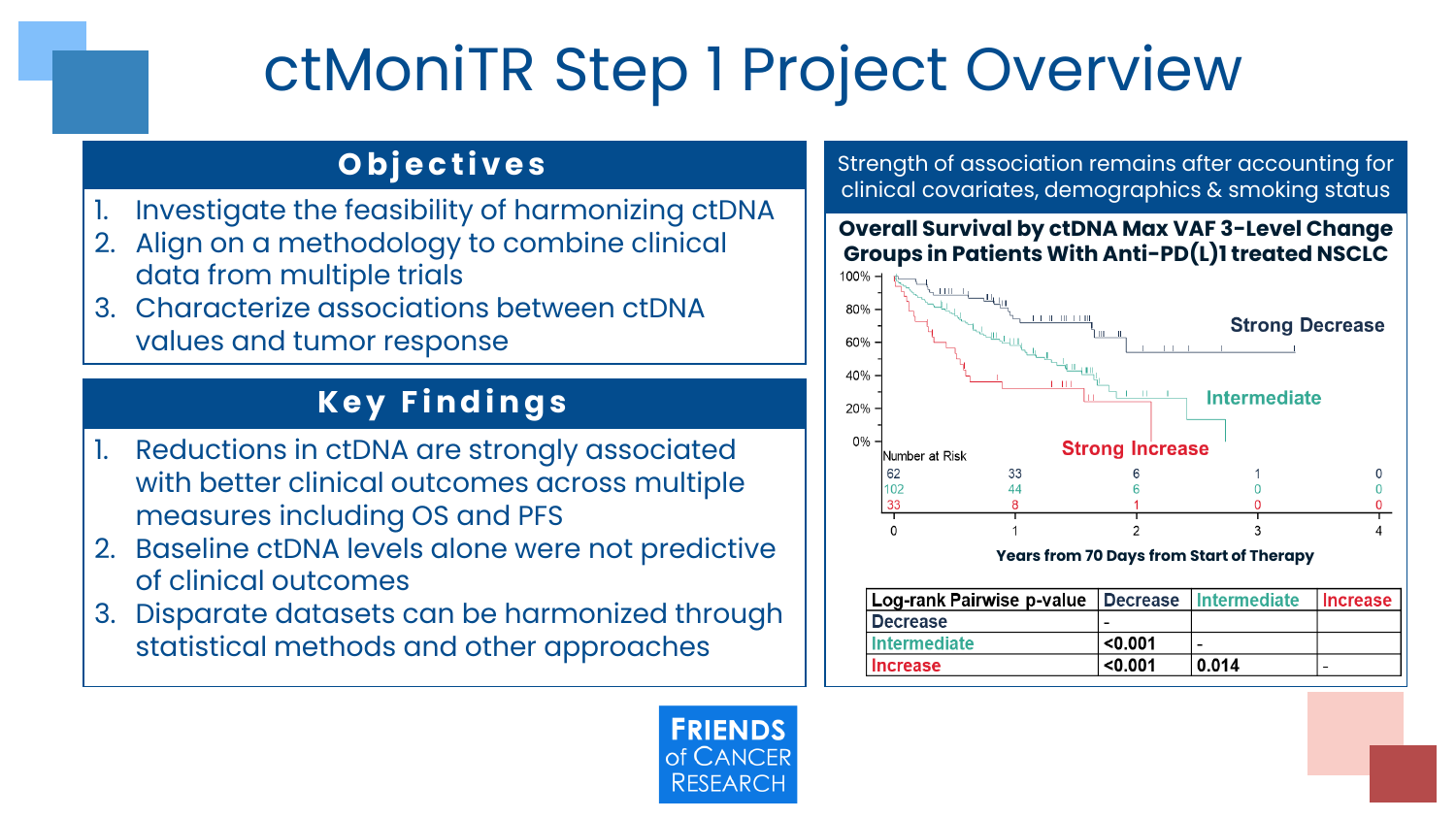# ctMoniTR Step 1 Project Overview

## Objectives

1. Investigate the feasibility of harmonizing ctDNA
2. Align on a methodology to combine clinical data from multiple trials
3. Characterize associations between ctDNA values and tumor response

## Key Findings

1. Reductions in ctDNA are strongly associated with better clinical outcomes across multiple measures including OS and PFS
2. Baseline ctDNA levels alone were not predictive of clinical outcomes
3. Disparate datasets can be harmonized through statistical methods and other approaches

Strength of association remains after accounting for clinical covariates, demographics & smoking status

**Overall Survival by ctDNA Max VAF 3-Level Change Groups in Patients With Anti-PD(L)1 treated NSCLC**

Number at Risk

| Group | 0 | 1 | 2 | 3 | 4 |
|---|---|---|---|---|---|
| Strong Decrease | 62 | 33 | 6 | 1 | 0 |
| Intermediate | 102 | 44 | 6 | 0 | 0 |
| Strong Increase | 33 | 8 | 1 | 0 | 0 |

Years from 70 Days from Start of Therapy

| Log-rank Pairwise p-value | Decrease | Intermediate | Increase |
|---|---|---|---|
| Decrease | - | | |
| Intermediate | <0.001 | - | |
| Increase | <0.001 | 0.014 | - |

FRIENDS of CANCER RESEARCH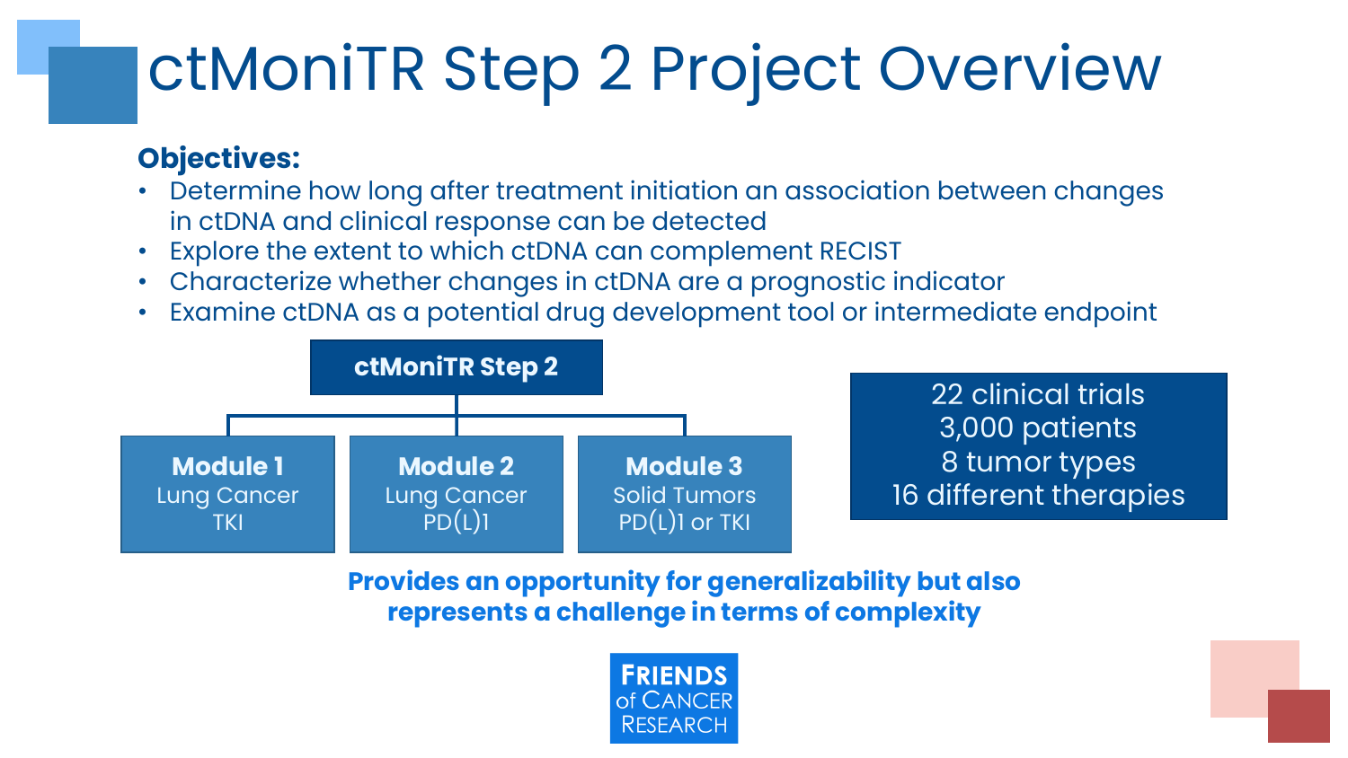# ctMoniTR Step 2 Project Overview

**Objectives:**

- Determine how long after treatment initiation an association between changes in ctDNA and clinical response can be detected
- Explore the extent to which ctDNA can complement RECIST
- Characterize whether changes in ctDNA are a prognostic indicator
- Examine ctDNA as a potential drug development tool or intermediate endpoint

**ctMoniTR Step 2**

**Module 1**
Lung Cancer
TKI

**Module 2**
Lung Cancer
PD(L)1

**Module 3**
Solid Tumors
PD(L)1 or TKI

22 clinical trials
3,000 patients
8 tumor types
16 different therapies

**Provides an opportunity for generalizability but also represents a challenge in terms of complexity**

FRIENDS of CANCER RESEARCH